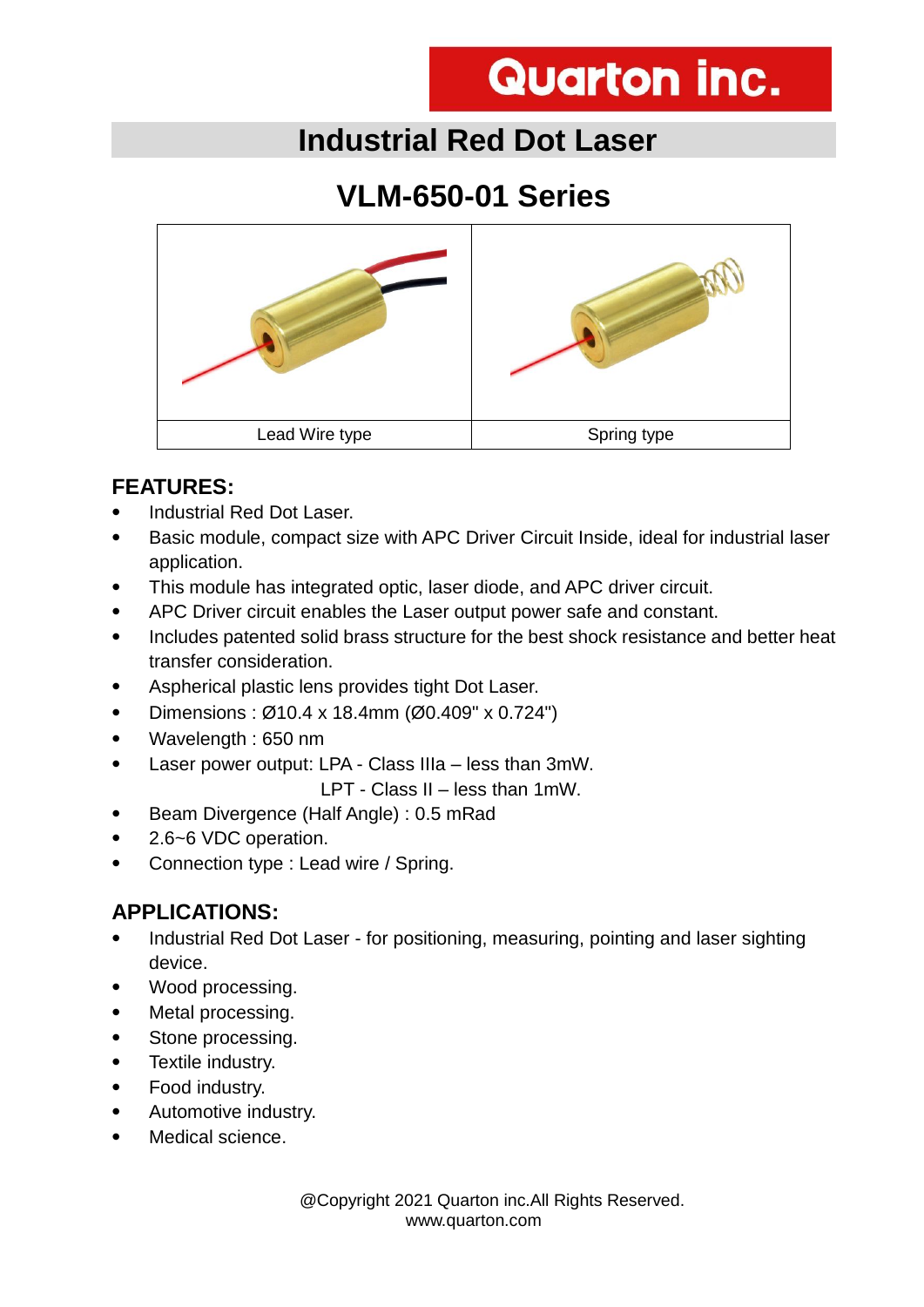# Quarton inc.

## Industrial Red Dot Laser

## VLM-650-01 Series

| Lead Wire type | Spring type |
|---|---|

### FEATURES:

- Industrial Red Dot Laser.
- Basic module, compact size with APC Driver Circuit Inside, ideal for industrial laser application.
- This module has integrated optic, laser diode, and APC driver circuit.
- APC Driver circuit enables the Laser output power safe and constant.
- Includes patented solid brass structure for the best shock resistance and better heat transfer consideration.
- Aspherical plastic lens provides tight Dot Laser.
- Dimensions : Ø10.4 x 18.4mm (Ø0.409" x 0.724")
- Wavelength : 650 nm
- Laser power output: LPA - Class IIIa – less than 3mW.
  LPT - Class II – less than 1mW.
- Beam Divergence (Half Angle) : 0.5 mRad
- 2.6~6 VDC operation.
- Connection type : Lead wire / Spring.

### APPLICATIONS:

- Industrial Red Dot Laser - for positioning, measuring, pointing and laser sighting device.
- Wood processing.
- Metal processing.
- Stone processing.
- Textile industry.
- Food industry.
- Automotive industry.
- Medical science.

@Copyright 2021 Quarton inc.All Rights Reserved.
www.quarton.com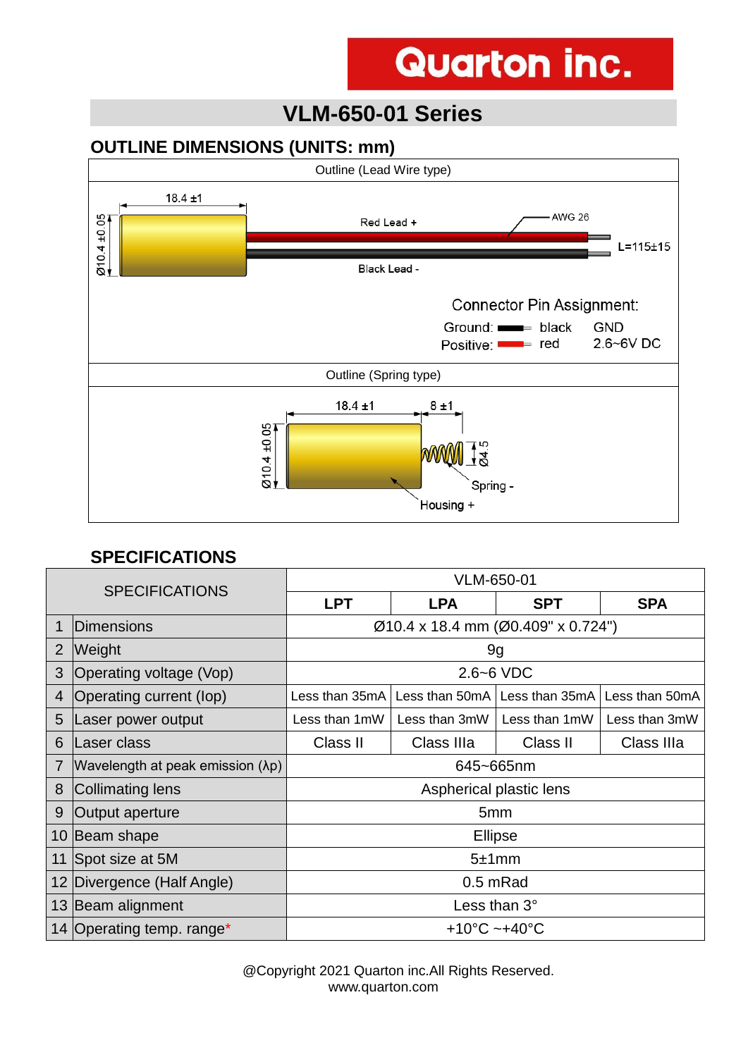Quarton inc.

# VLM-650-01 Series

## OUTLINE DIMENSIONS (UNITS: mm)

Outline (Lead Wire type)

18.4 ±1

Ø10.4 ±0.05

Red Lead +

AWG 26

L=115±15

Black Lead -

Connector Pin Assignment:

Ground: black GND

Positive: red 2.6~6V DC

Outline (Spring type)

18.4 ±1

8 ±1

Ø10.4 ±0.05

Ø4.5

Spring -

Housing +

## SPECIFICATIONS

| SPECIFICATIONS | | VLM-650-01 | | | |
|---|---|---|---|---|---|
| | | **LPT** | **LPA** | **SPT** | **SPA** |
| 1 | Dimensions | Ø10.4 x 18.4 mm (Ø0.409" x 0.724") | | | |
| 2 | Weight | 9g | | | |
| 3 | Operating voltage (Vop) | 2.6~6 VDC | | | |
| 4 | Operating current (Iop) | Less than 35mA | Less than 50mA | Less than 35mA | Less than 50mA |
| 5 | Laser power output | Less than 1mW | Less than 3mW | Less than 1mW | Less than 3mW |
| 6 | Laser class | Class II | Class IIIa | Class II | Class IIIa |
| 7 | Wavelength at peak emission (λp) | 645~665nm | | | |
| 8 | Collimating lens | Aspherical plastic lens | | | |
| 9 | Output aperture | 5mm | | | |
| 10 | Beam shape | Ellipse | | | |
| 11 | Spot size at 5M | 5±1mm | | | |
| 12 | Divergence (Half Angle) | 0.5 mRad | | | |
| 13 | Beam alignment | Less than 3° | | | |
| 14 | Operating temp. range* | +10°C ~+40°C | | | |

@Copyright 2021 Quarton inc.All Rights Reserved.
www.quarton.com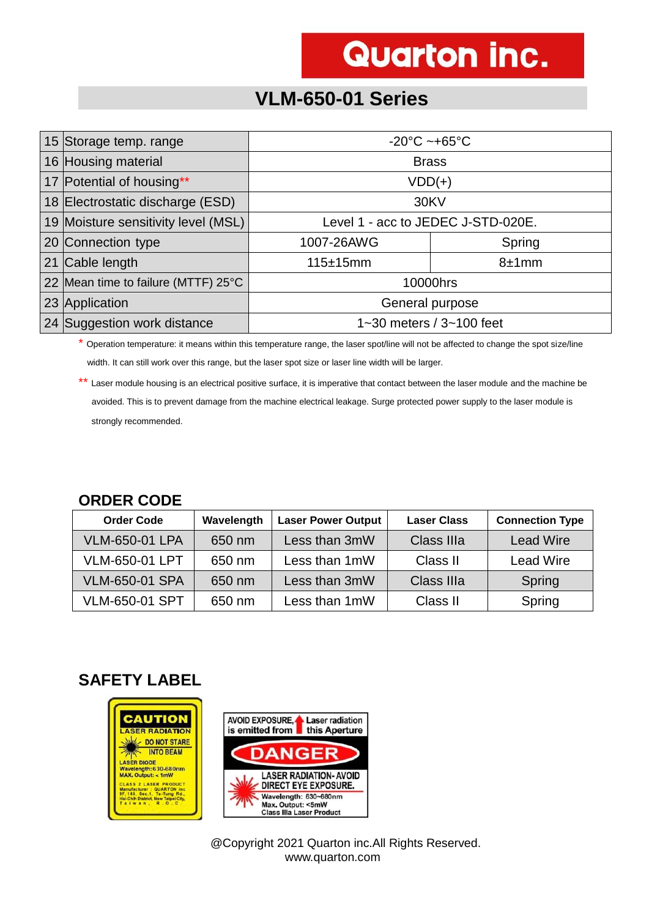# VLM-650-01 Series

| | | | |
|---|---|---|---|
| 15 | Storage temp. range | -20°C ~+65°C | |
| 16 | Housing material | Brass | |
| 17 | Potential of housing** | VDD(+) | |
| 18 | Electrostatic discharge (ESD) | 30KV | |
| 19 | Moisture sensitivity level (MSL) | Level 1 - acc to JEDEC J-STD-020E. | |
| 20 | Connection type | 1007-26AWG | Spring |
| 21 | Cable length | 115±15mm | 8±1mm |
| 22 | Mean time to failure (MTTF) 25°C | 10000hrs | |
| 23 | Application | General purpose | |
| 24 | Suggestion work distance | 1~30 meters / 3~100 feet | |

* Operation temperature: it means within this temperature range, the laser spot/line will not be affected to change the spot size/line width. It can still work over this range, but the laser spot size or laser line width will be larger.

** Laser module housing is an electrical positive surface, it is imperative that contact between the laser module and the machine be avoided. This is to prevent damage from the machine electrical leakage. Surge protected power supply to the laser module is strongly recommended.

## ORDER CODE

| Order Code | Wavelength | Laser Power Output | Laser Class | Connection Type |
|---|---|---|---|---|
| VLM-650-01 LPA | 650 nm | Less than 3mW | Class IIIa | Lead Wire |
| VLM-650-01 LPT | 650 nm | Less than 1mW | Class II | Lead Wire |
| VLM-650-01 SPA | 650 nm | Less than 3mW | Class IIIa | Spring |
| VLM-650-01 SPT | 650 nm | Less than 1mW | Class II | Spring |

## SAFETY LABEL

CAUTION
LASER RADIATION
DO NOT STARE INTO BEAM
LASER DIODE
Wavelength: 630-680nm
MAX. Output: < 1mW
CLASS 2 LASER PRODUCT
Manufacturer : QUARTON Inc
9F, 185, Sec.1, Ta-Tung Rd., Hsi-Chih District, New Taipei City, Taiwan, R.O.C.

AVOID EXPOSURE, Laser radiation is emitted from this Aperture
DANGER
LASER RADIATION-AVOID DIRECT EYE EXPOSURE.
Wavelength: 630~680nm
Max. Output: <5mW
Class IIIa Laser Product

@Copyright 2021 Quarton inc.All Rights Reserved.
www.quarton.com